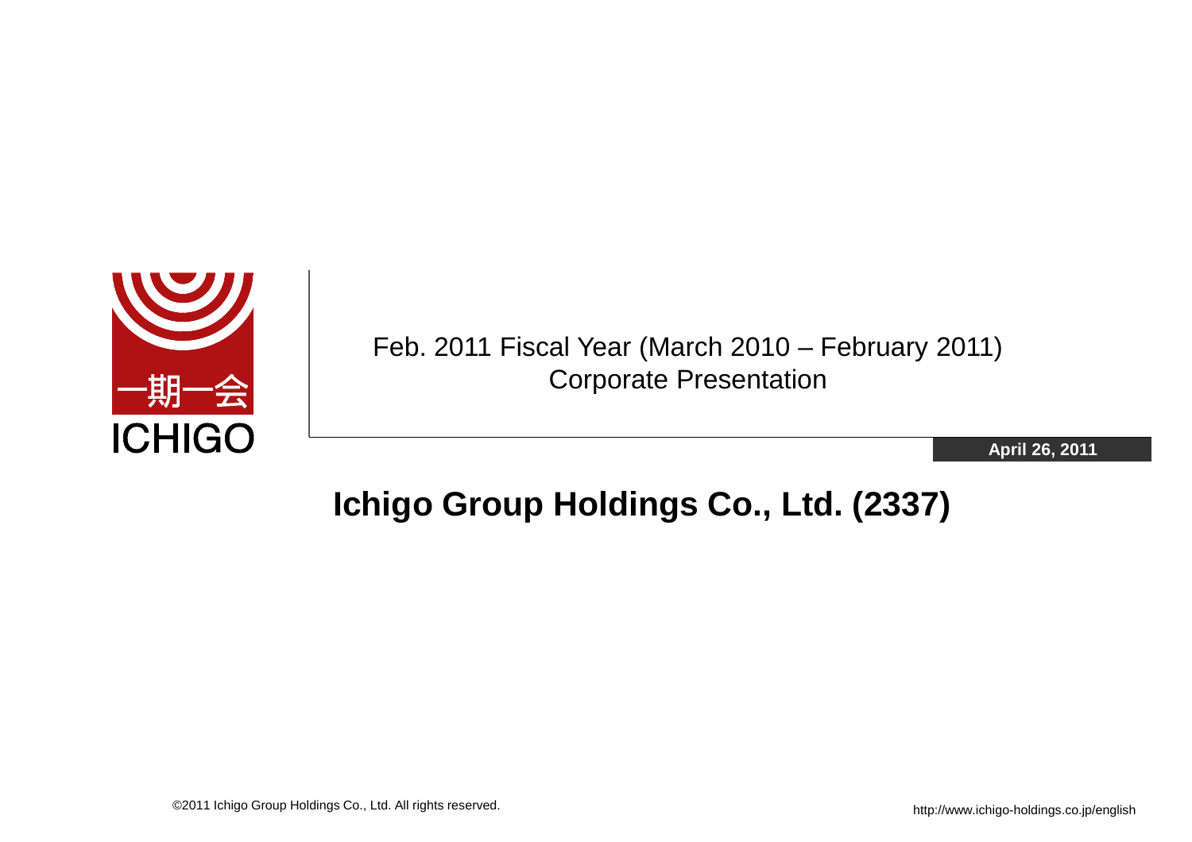一期一会
ICHIGO

Feb. 2011 Fiscal Year (March 2010 – February 2011)
Corporate Presentation

**April 26, 2011**

# Ichigo Group Holdings Co., Ltd. (2337)

©2011 Ichigo Group Holdings Co., Ltd. All rights reserved.

http://www.ichigo-holdings.co.jp/english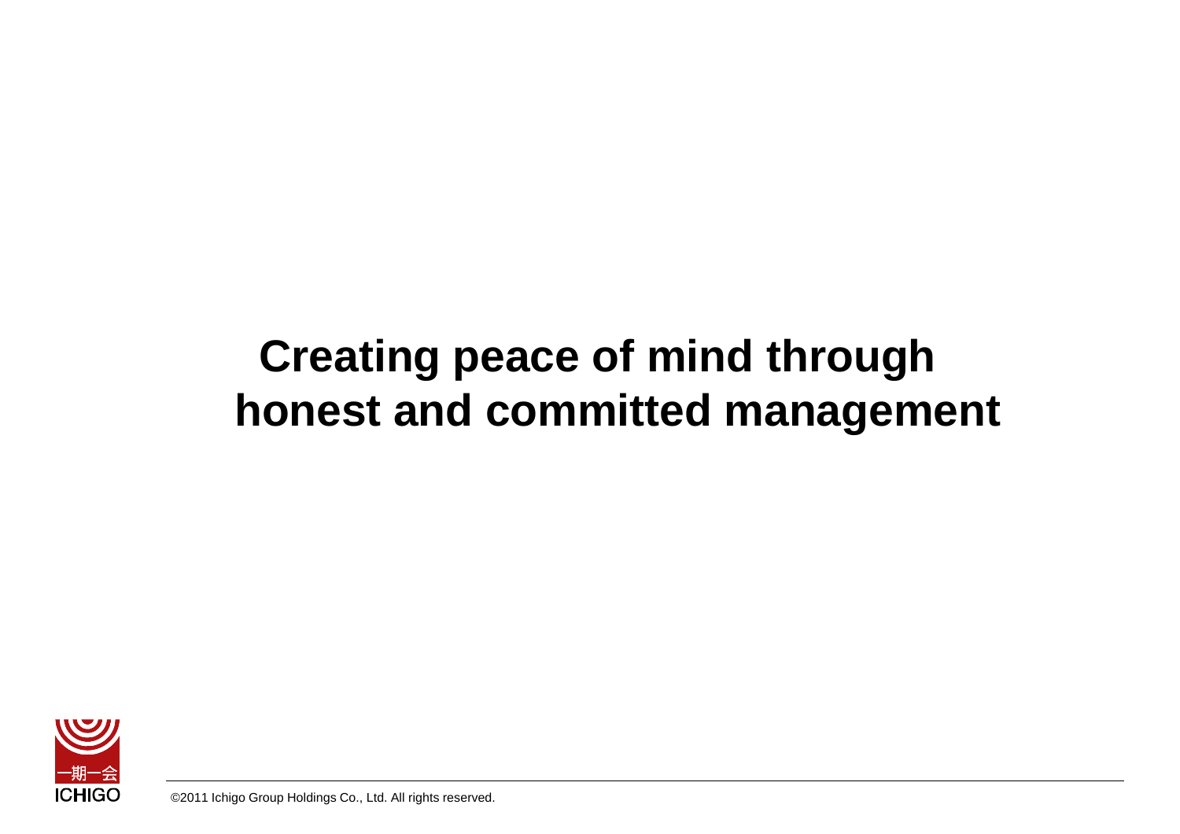# Creating peace of mind through honest and committed management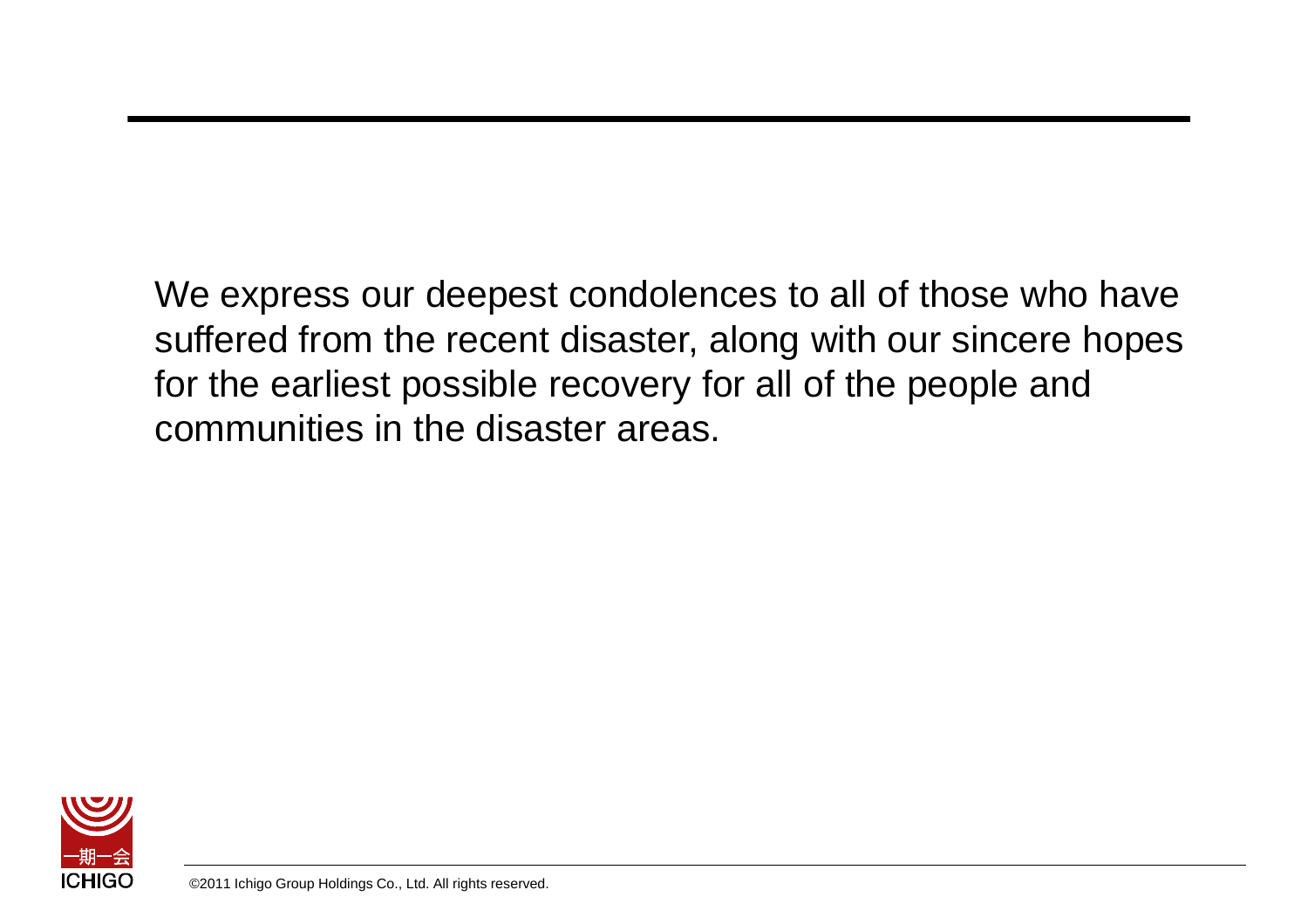We express our deepest condolences to all of those who have suffered from the recent disaster, along with our sincere hopes for the earliest possible recovery for all of the people and communities in the disaster areas.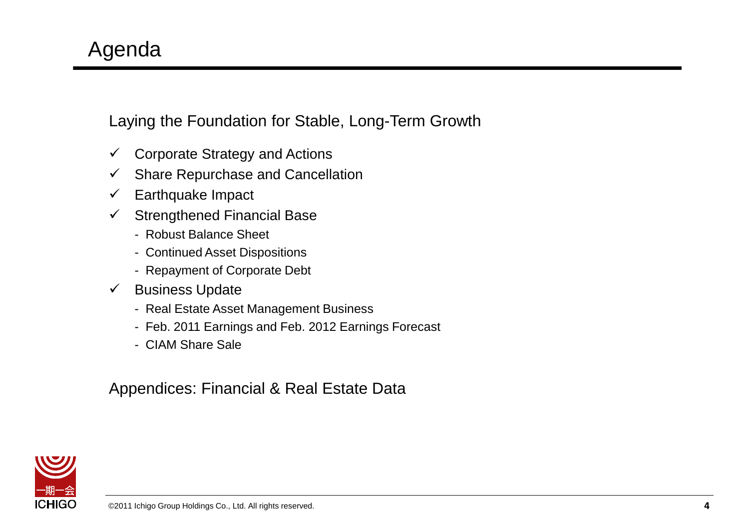# Agenda

Laying the Foundation for Stable, Long-Term Growth

- ✓ Corporate Strategy and Actions
- ✓ Share Repurchase and Cancellation
- ✓ Earthquake Impact
- ✓ Strengthened Financial Base
  - Robust Balance Sheet
  - Continued Asset Dispositions
  - Repayment of Corporate Debt
- ✓ Business Update
  - Real Estate Asset Management Business
  - Feb. 2011 Earnings and Feb. 2012 Earnings Forecast
  - CIAM Share Sale

Appendices: Financial & Real Estate Data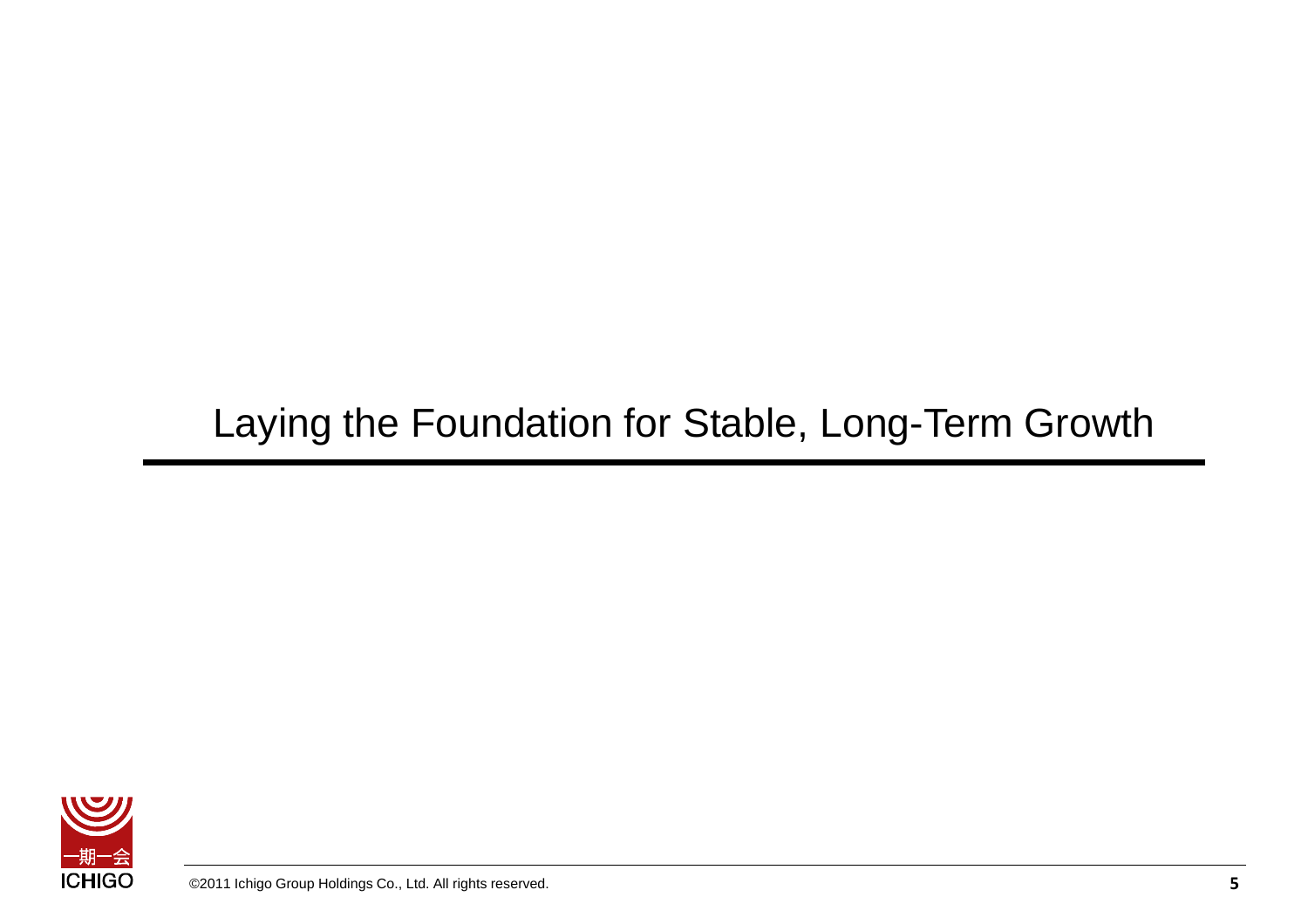# Laying the Foundation for Stable, Long-Term Growth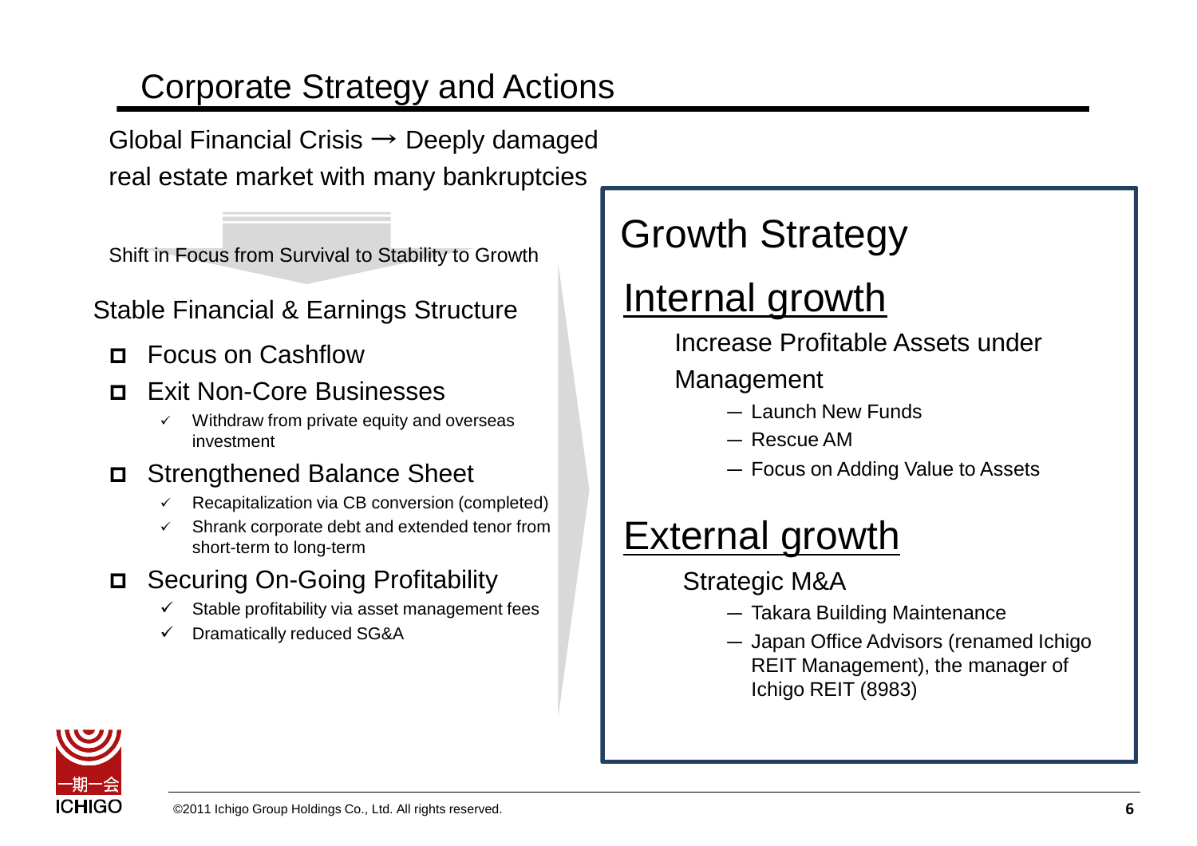# Corporate Strategy and Actions

Global Financial Crisis → Deeply damaged real estate market with many bankruptcies

Shift in Focus from Survival to Stability to Growth

## Stable Financial & Earnings Structure

- Focus on Cashflow
- Exit Non-Core Businesses
  - ✓ Withdraw from private equity and overseas investment
- Strengthened Balance Sheet
  - ✓ Recapitalization via CB conversion (completed)
  - ✓ Shrank corporate debt and extended tenor from short-term to long-term
- Securing On-Going Profitability
  - ✓ Stable profitability via asset management fees
  - ✓ Dramatically reduced SG&A

## Growth Strategy

### Internal growth

Increase Profitable Assets under Management

- Launch New Funds
- Rescue AM
- Focus on Adding Value to Assets

### External growth

Strategic M&A

- Takara Building Maintenance
- Japan Office Advisors (renamed Ichigo REIT Management), the manager of Ichigo REIT (8983)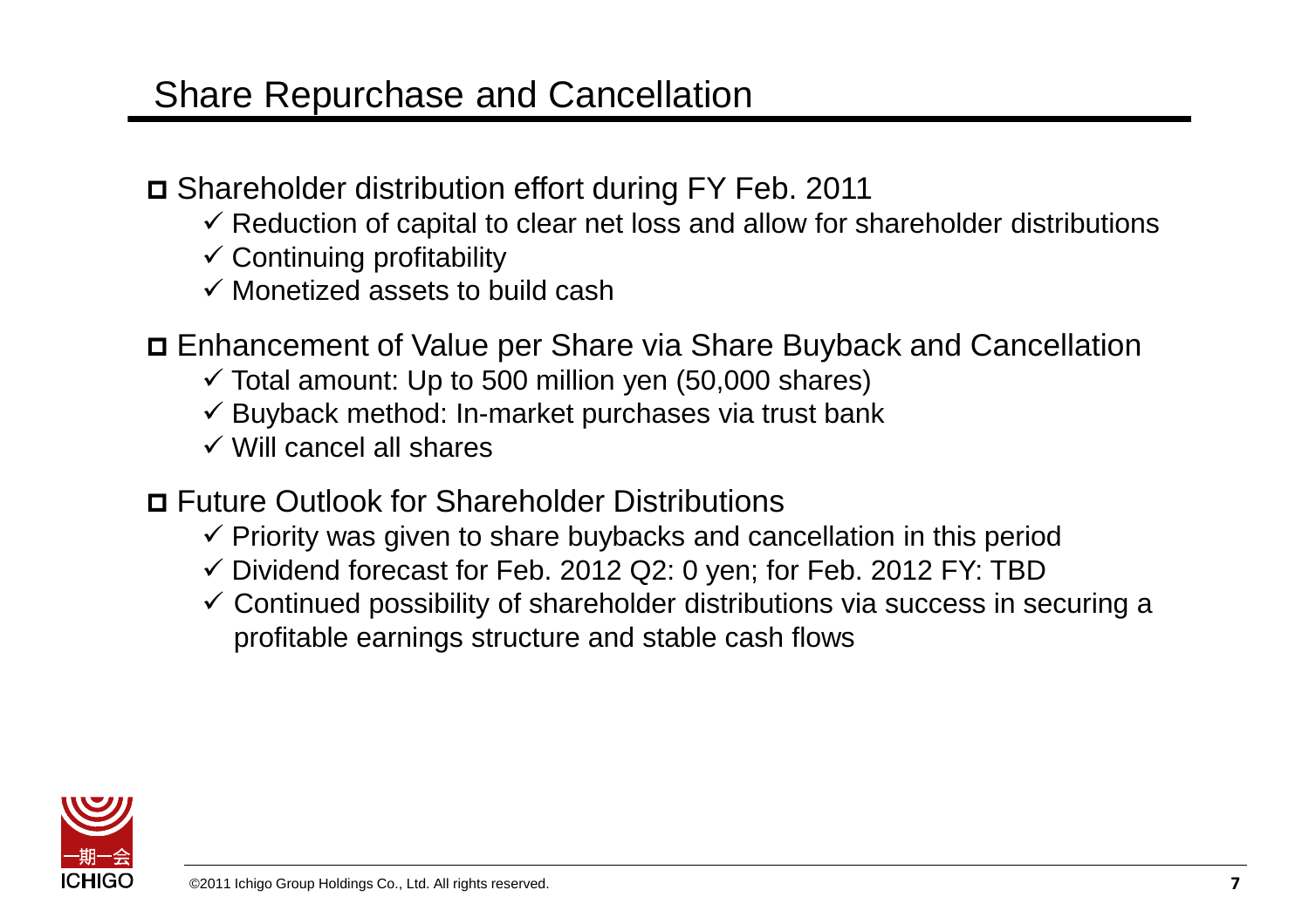# Share Repurchase and Cancellation

- Shareholder distribution effort during FY Feb. 2011
  - ✓ Reduction of capital to clear net loss and allow for shareholder distributions
  - ✓ Continuing profitability
  - ✓ Monetized assets to build cash

- Enhancement of Value per Share via Share Buyback and Cancellation
  - ✓ Total amount: Up to 500 million yen (50,000 shares)
  - ✓ Buyback method: In-market purchases via trust bank
  - ✓ Will cancel all shares

- Future Outlook for Shareholder Distributions
  - ✓ Priority was given to share buybacks and cancellation in this period
  - ✓ Dividend forecast for Feb. 2012 Q2: 0 yen; for Feb. 2012 FY: TBD
  - ✓ Continued possibility of shareholder distributions via success in securing a profitable earnings structure and stable cash flows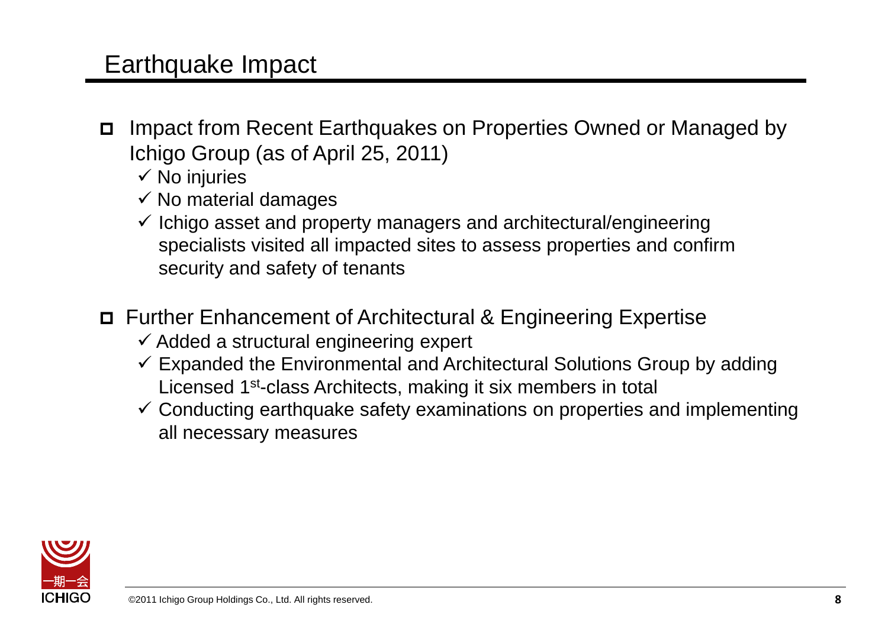# Earthquake Impact

- Impact from Recent Earthquakes on Properties Owned or Managed by Ichigo Group (as of April 25, 2011)
  - ✓ No injuries
  - ✓ No material damages
  - ✓ Ichigo asset and property managers and architectural/engineering specialists visited all impacted sites to assess properties and confirm security and safety of tenants

- Further Enhancement of Architectural & Engineering Expertise
  - ✓ Added a structural engineering expert
  - ✓ Expanded the Environmental and Architectural Solutions Group by adding Licensed 1st-class Architects, making it six members in total
  - ✓ Conducting earthquake safety examinations on properties and implementing all necessary measures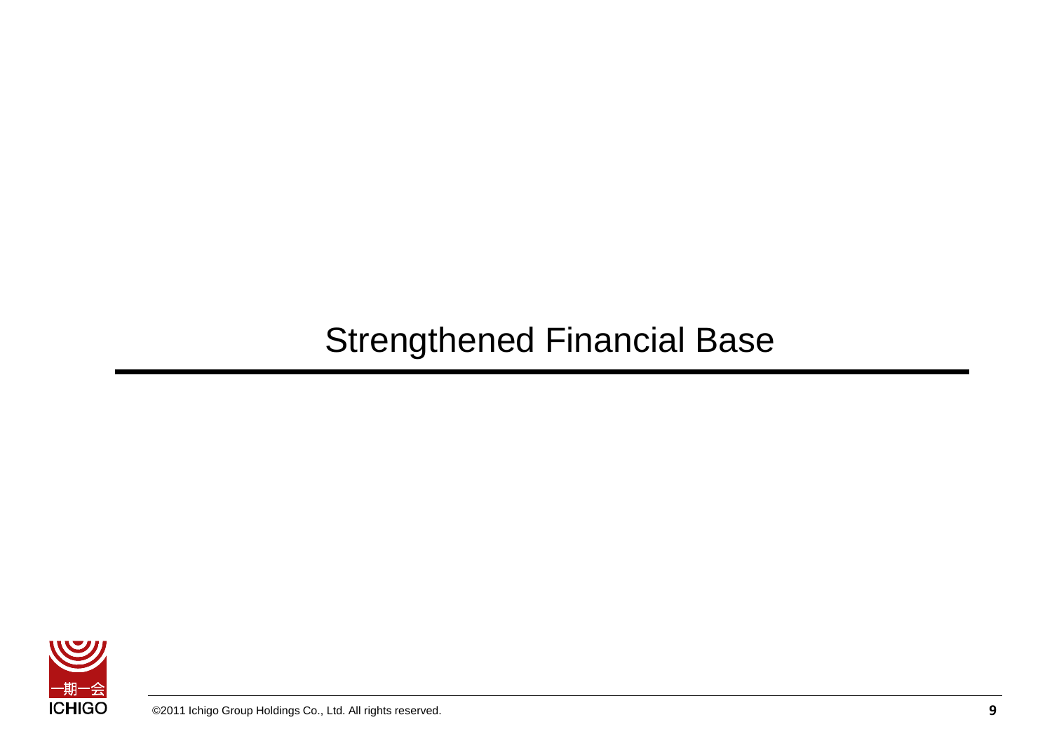# Strengthened Financial Base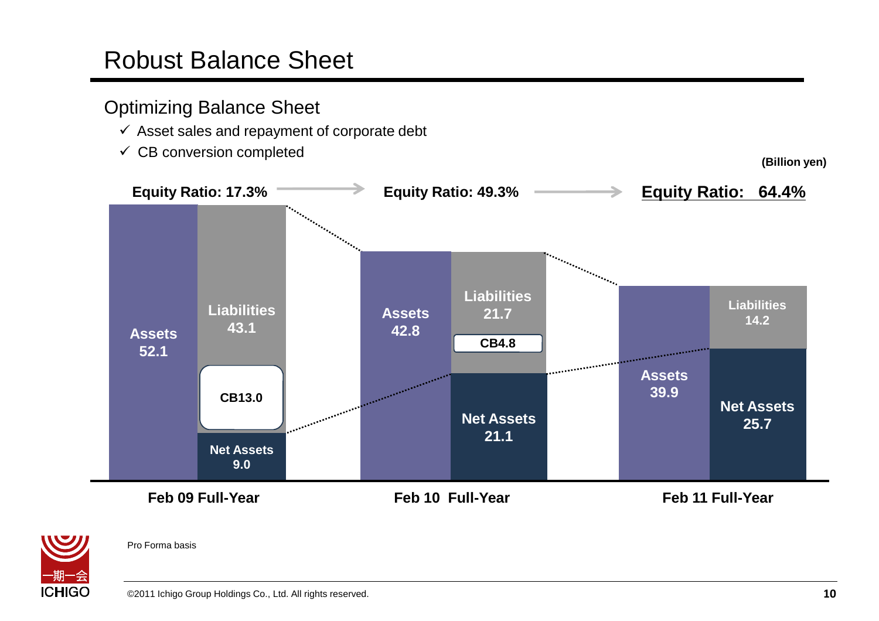# Robust Balance Sheet

## Optimizing Balance Sheet

- ✓ Asset sales and repayment of corporate debt
- ✓ CB conversion completed

(Billion yen)

| | Feb 09 Full-Year | Feb 10 Full-Year | Feb 11 Full-Year |
|---|---|---|---|
| Equity Ratio | 17.3% | 49.3% | **64.4%** |
| Assets | 52.1 | 42.8 | 39.9 |
| Liabilities | 43.1 | 21.7 | 14.2 |
| CB | 13.0 | 4.8 | |
| Net Assets | 9.0 | 21.1 | 25.7 |

Pro Forma basis

©2011 Ichigo Group Holdings Co., Ltd. All rights reserved.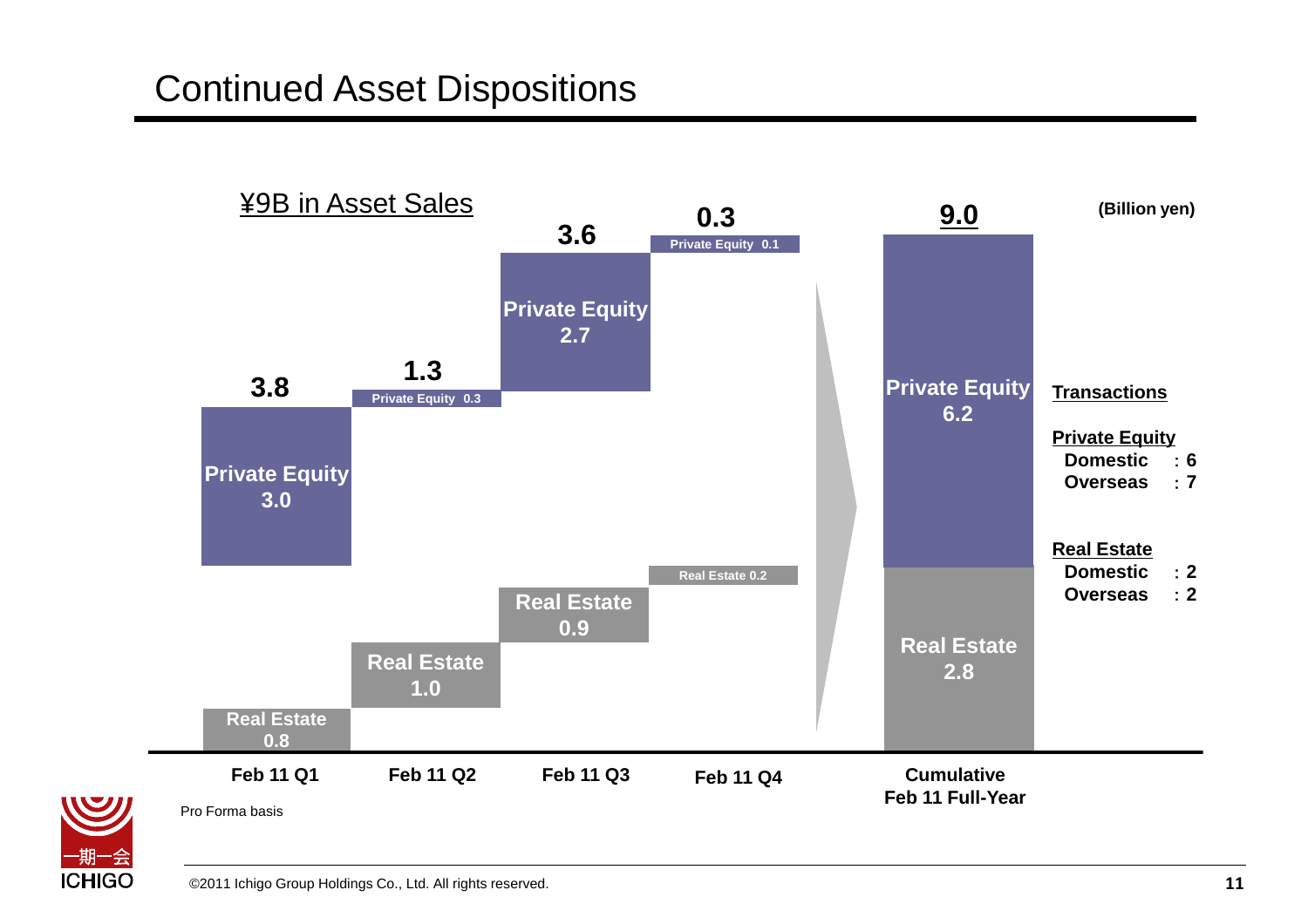# Continued Asset Dispositions

**¥9B in Asset Sales**

(Billion yen)

| | Feb 11 Q1 | Feb 11 Q2 | Feb 11 Q3 | Feb 11 Q4 | Cumulative Feb 11 Full-Year |
|---|---|---|---|---|---|
| Private Equity | 3.0 | 0.3 | 2.7 | 0.1 | 6.2 |
| Real Estate | 0.8 | 1.0 | 0.9 | 0.2 | 2.8 |
| Total | 3.8 | 1.3 | 3.6 | 0.3 | 9.0 |

**Transactions**

**Private Equity**
- Domestic : 6
- Overseas : 7

**Real Estate**
- Domestic : 2
- Overseas : 2

Pro Forma basis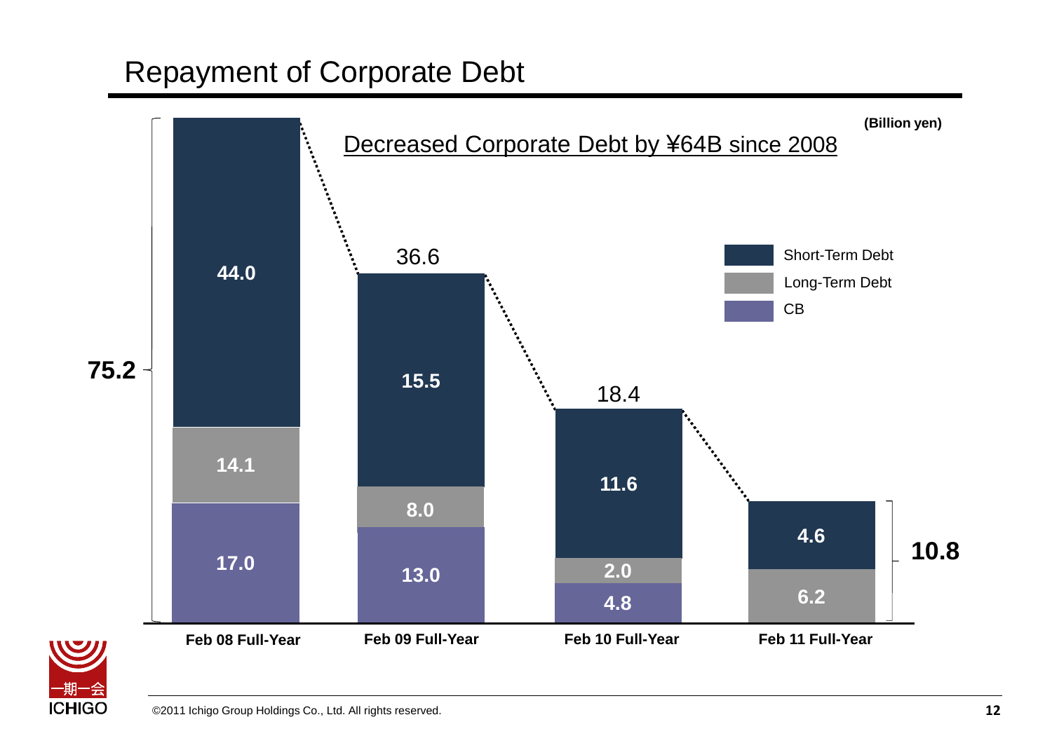# Repayment of Corporate Debt

Decreased Corporate Debt by ¥64B since 2008

(Billion yen)

| | Feb 08 Full-Year | Feb 09 Full-Year | Feb 10 Full-Year | Feb 11 Full-Year |
|---|---|---|---|---|
| Short-Term Debt | 44.0 | 15.5 | 11.6 | 4.6 |
| Long-Term Debt | 14.1 | 8.0 | 2.0 | 6.2 |
| CB | 17.0 | 13.0 | 4.8 | |
| Total | 75.2 | 36.6 | 18.4 | 10.8 |

©2011 Ichigo Group Holdings Co., Ltd. All rights reserved.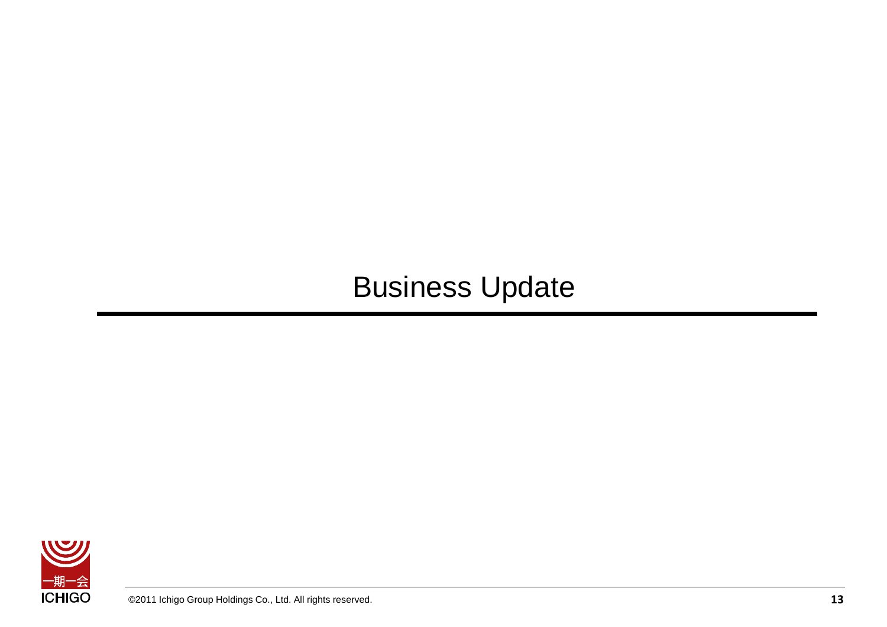# Business Update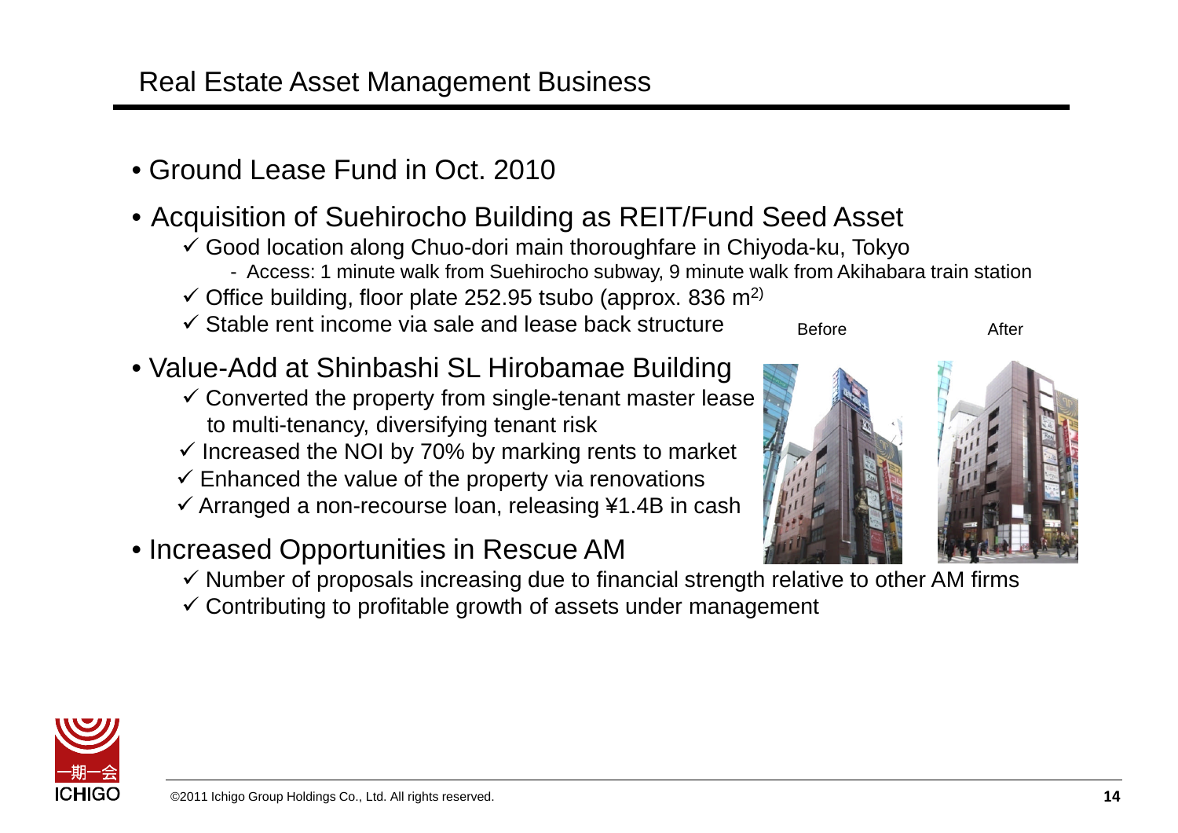# Real Estate Asset Management Business

- Ground Lease Fund in Oct. 2010
- Acquisition of Suehirocho Building as REIT/Fund Seed Asset
  - ✓ Good location along Chuo-dori main thoroughfare in Chiyoda-ku, Tokyo
    - Access: 1 minute walk from Suehirocho subway, 9 minute walk from Akihabara train station
  - ✓ Office building, floor plate 252.95 tsubo (approx. 836 $m^{2}$)
  - ✓ Stable rent income via sale and lease back structure
- Value-Add at Shinbashi SL Hirobamae Building
  - ✓ Converted the property from single-tenant master lease to multi-tenancy, diversifying tenant risk
  - ✓ Increased the NOI by 70% by marking rents to market
  - ✓ Enhanced the value of the property via renovations
  - ✓ Arranged a non-recourse loan, releasing ¥1.4B in cash
- Increased Opportunities in Rescue AM
  - ✓ Number of proposals increasing due to financial strength relative to other AM firms
  - ✓ Contributing to profitable growth of assets under management

Before

After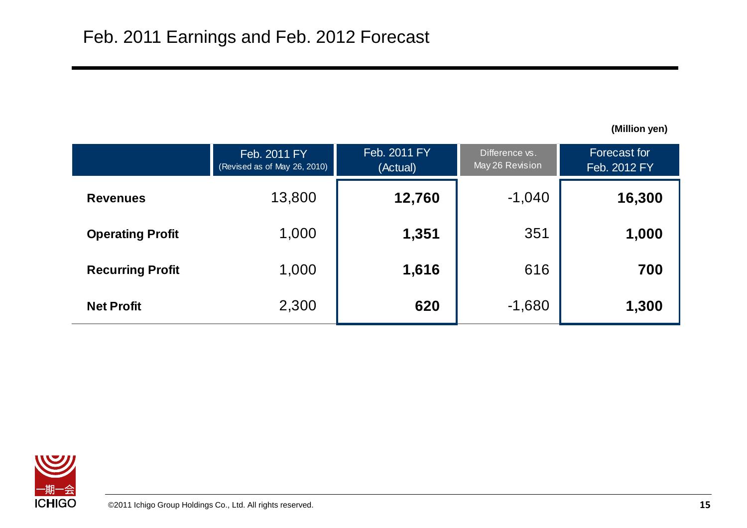# Feb. 2011 Earnings and Feb. 2012 Forecast

(Million yen)

| | Feb. 2011 FY (Revised as of May 26, 2010) | Feb. 2011 FY (Actual) | Difference vs. May 26 Revision | Forecast for Feb. 2012 FY |
|---|---|---|---|---|
| **Revenues** | 13,800 | **12,760** | -1,040 | **16,300** |
| **Operating Profit** | 1,000 | **1,351** | 351 | **1,000** |
| **Recurring Profit** | 1,000 | **1,616** | 616 | **700** |
| **Net Profit** | 2,300 | **620** | -1,680 | **1,300** |

©2011 Ichigo Group Holdings Co., Ltd. All rights reserved.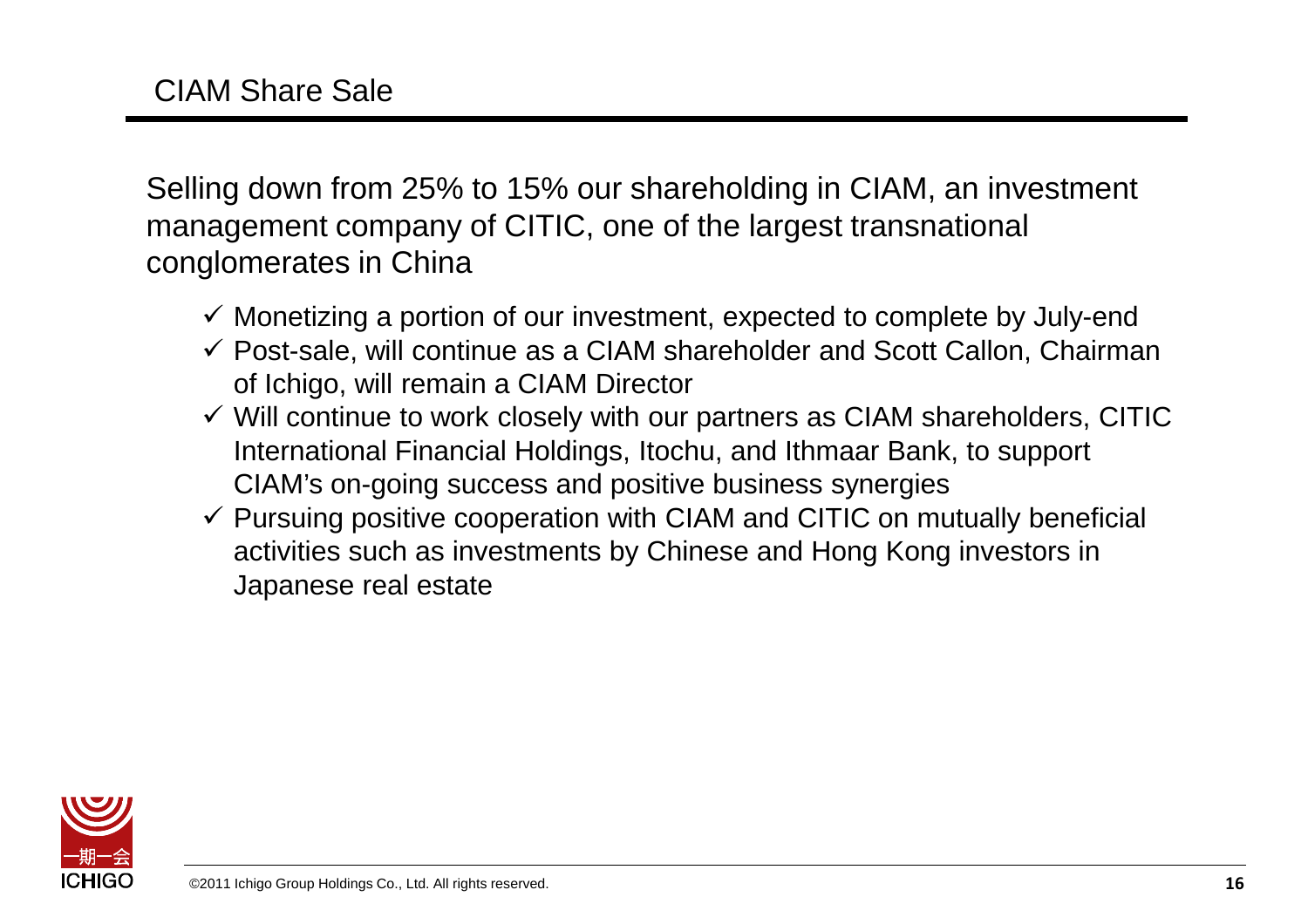# CIAM Share Sale

Selling down from 25% to 15% our shareholding in CIAM, an investment management company of CITIC, one of the largest transnational conglomerates in China

- ✓ Monetizing a portion of our investment, expected to complete by July-end
- ✓ Post-sale, will continue as a CIAM shareholder and Scott Callon, Chairman of Ichigo, will remain a CIAM Director
- ✓ Will continue to work closely with our partners as CIAM shareholders, CITIC International Financial Holdings, Itochu, and Ithmaar Bank, to support CIAM's on-going success and positive business synergies
- ✓ Pursuing positive cooperation with CIAM and CITIC on mutually beneficial activities such as investments by Chinese and Hong Kong investors in Japanese real estate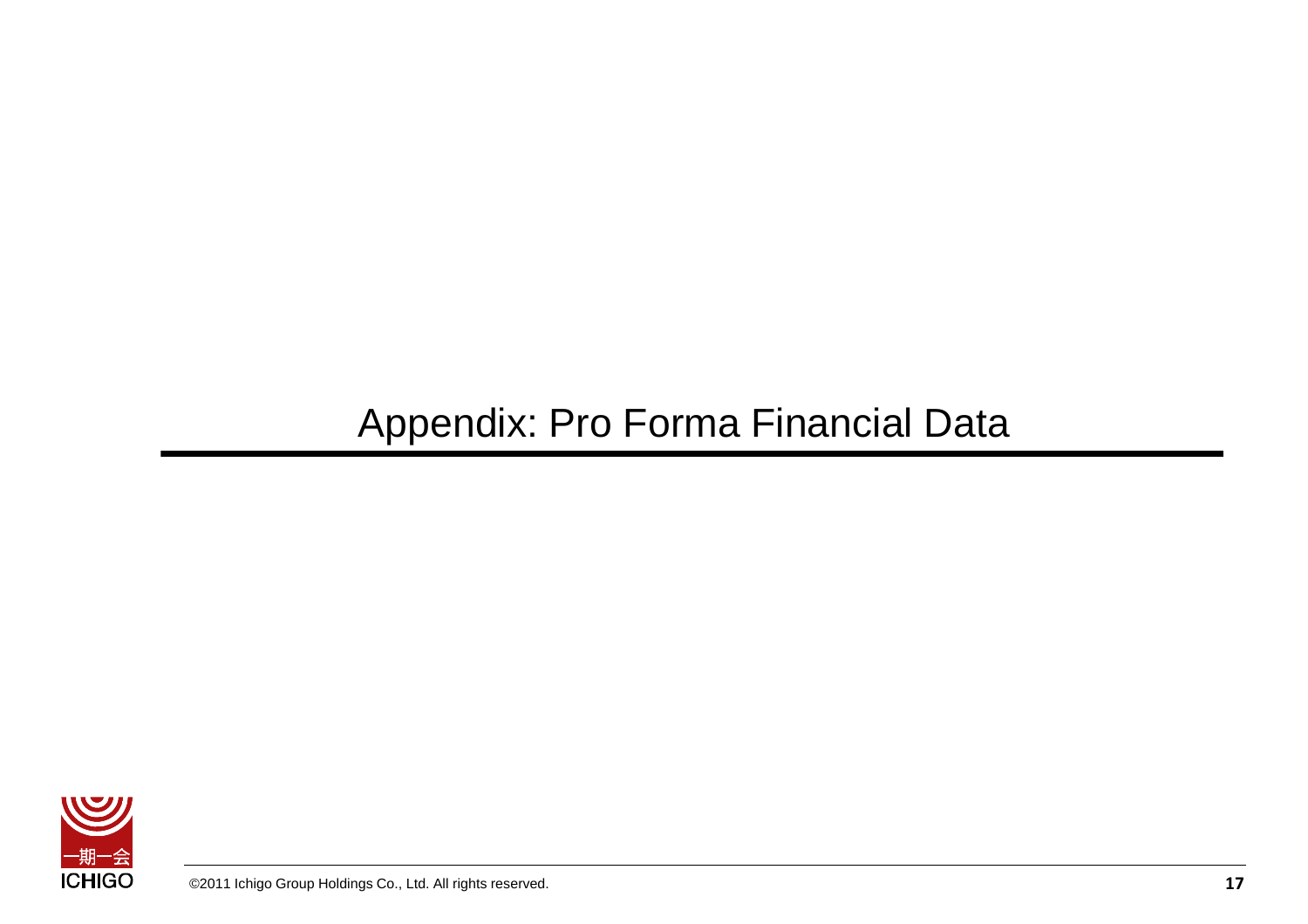# Appendix: Pro Forma Financial Data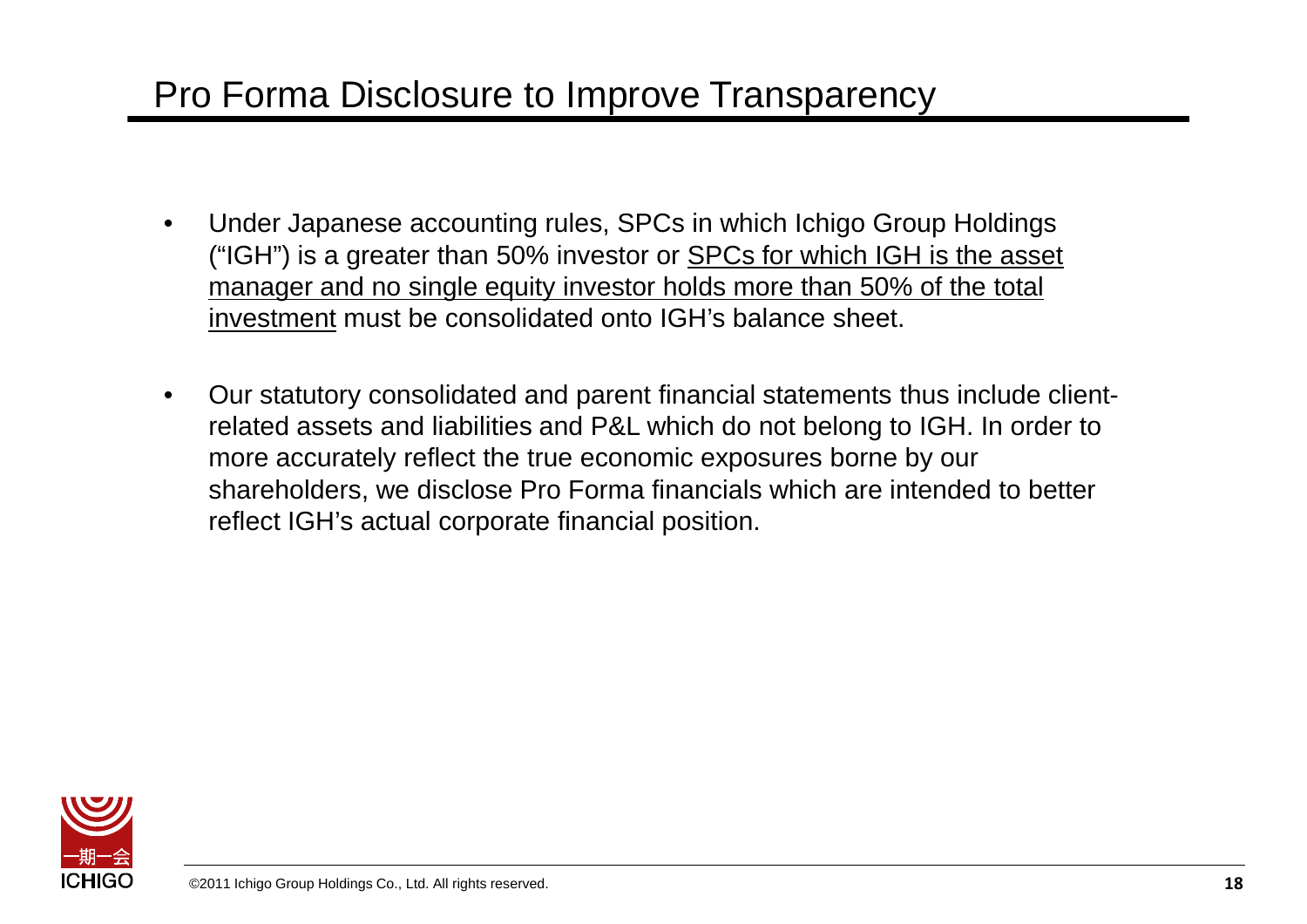# Pro Forma Disclosure to Improve Transparency

- Under Japanese accounting rules, SPCs in which Ichigo Group Holdings ("IGH") is a greater than 50% investor or <u>SPCs for which IGH is the asset manager and no single equity investor holds more than 50% of the total investment</u> must be consolidated onto IGH's balance sheet.
- Our statutory consolidated and parent financial statements thus include client-related assets and liabilities and P&L which do not belong to IGH. In order to more accurately reflect the true economic exposures borne by our shareholders, we disclose Pro Forma financials which are intended to better reflect IGH's actual corporate financial position.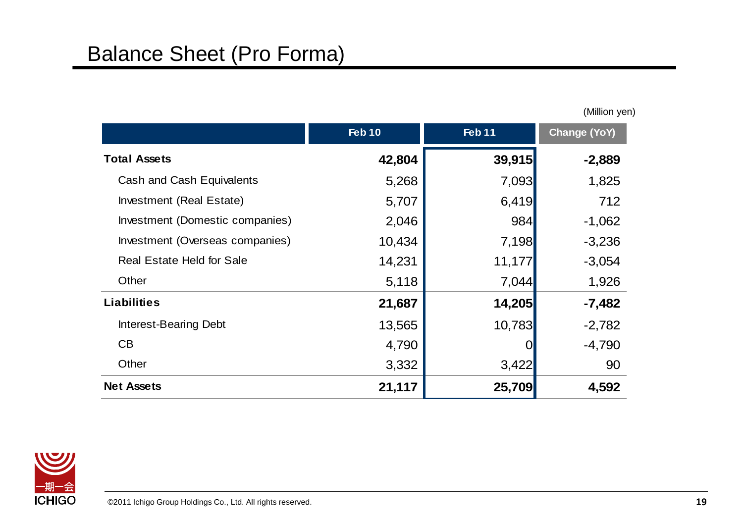# Balance Sheet (Pro Forma)

(Million yen)

| | Feb 10 | Feb 11 | Change (YoY) |
|---|---|---|---|
| **Total Assets** | **42,804** | **39,915** | **-2,889** |
| Cash and Cash Equivalents | 5,268 | 7,093 | 1,825 |
| Investment (Real Estate) | 5,707 | 6,419 | 712 |
| Investment (Domestic companies) | 2,046 | 984 | -1,062 |
| Investment (Overseas companies) | 10,434 | 7,198 | -3,236 |
| Real Estate Held for Sale | 14,231 | 11,177 | -3,054 |
| Other | 5,118 | 7,044 | 1,926 |
| **Liabilities** | **21,687** | **14,205** | **-7,482** |
| Interest-Bearing Debt | 13,565 | 10,783 | -2,782 |
| CB | 4,790 | 0 | -4,790 |
| Other | 3,332 | 3,422 | 90 |
| **Net Assets** | **21,117** | **25,709** | **4,592** |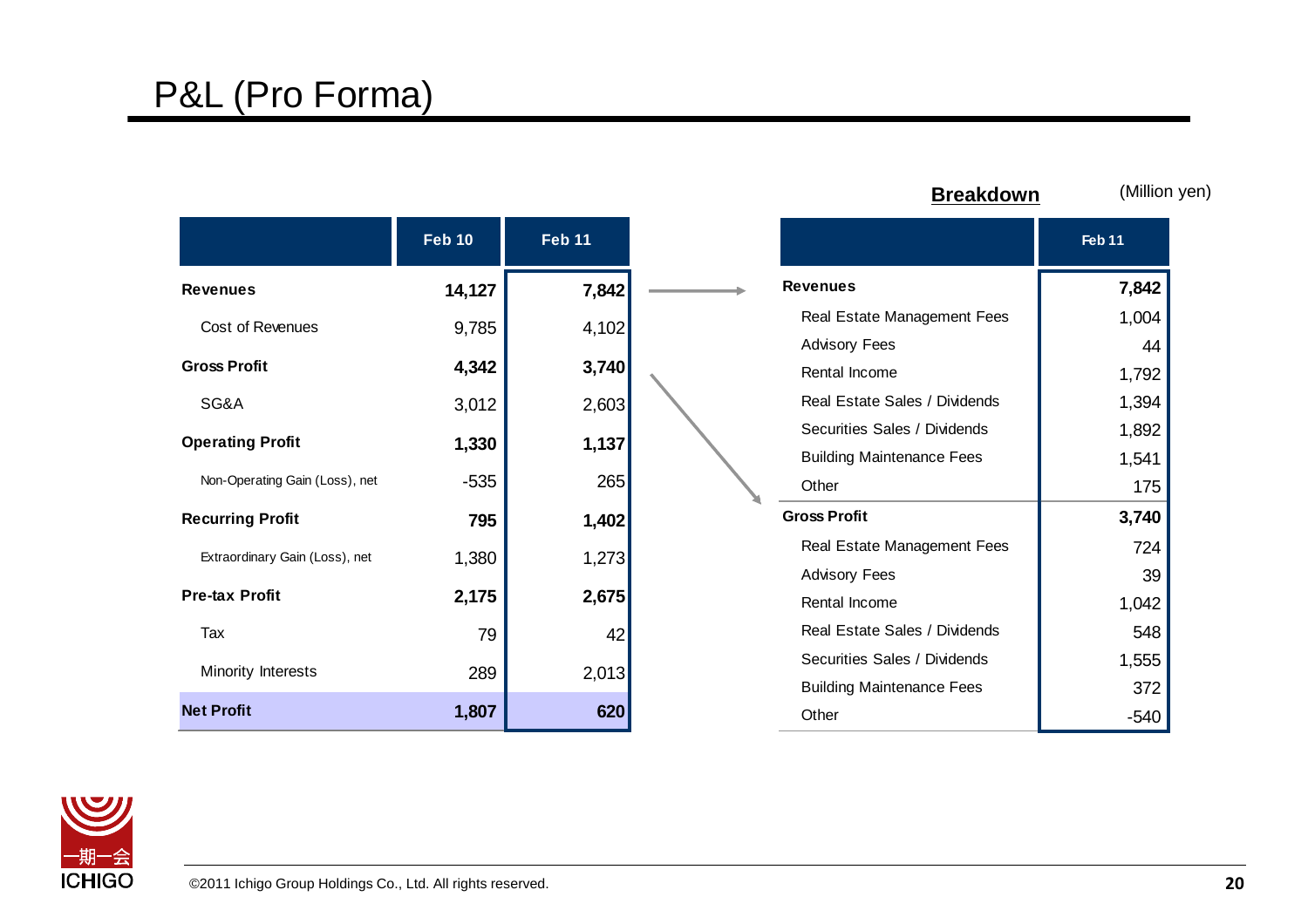# P&L (Pro Forma)

(Million yen)

| | Feb 10 | Feb 11 |
|---|---|---|
| **Revenues** | **14,127** | **7,842** |
| Cost of Revenues | 9,785 | 4,102 |
| **Gross Profit** | **4,342** | **3,740** |
| SG&A | 3,012 | 2,603 |
| **Operating Profit** | **1,330** | **1,137** |
| Non-Operating Gain (Loss), net | -535 | 265 |
| **Recurring Profit** | **795** | **1,402** |
| Extraordinary Gain (Loss), net | 1,380 | 1,273 |
| **Pre-tax Profit** | **2,175** | **2,675** |
| Tax | 79 | 42 |
| Minority Interests | 289 | 2,013 |
| **Net Profit** | **1,807** | **620** |

**Breakdown**

| | Feb 11 |
|---|---|
| **Revenues** | **7,842** |
| Real Estate Management Fees | 1,004 |
| Advisory Fees | 44 |
| Rental Income | 1,792 |
| Real Estate Sales / Dividends | 1,394 |
| Securities Sales / Dividends | 1,892 |
| Building Maintenance Fees | 1,541 |
| Other | 175 |
| **Gross Profit** | **3,740** |
| Real Estate Management Fees | 724 |
| Advisory Fees | 39 |
| Rental Income | 1,042 |
| Real Estate Sales / Dividends | 548 |
| Securities Sales / Dividends | 1,555 |
| Building Maintenance Fees | 372 |
| Other | -540 |

©2011 Ichigo Group Holdings Co., Ltd. All rights reserved.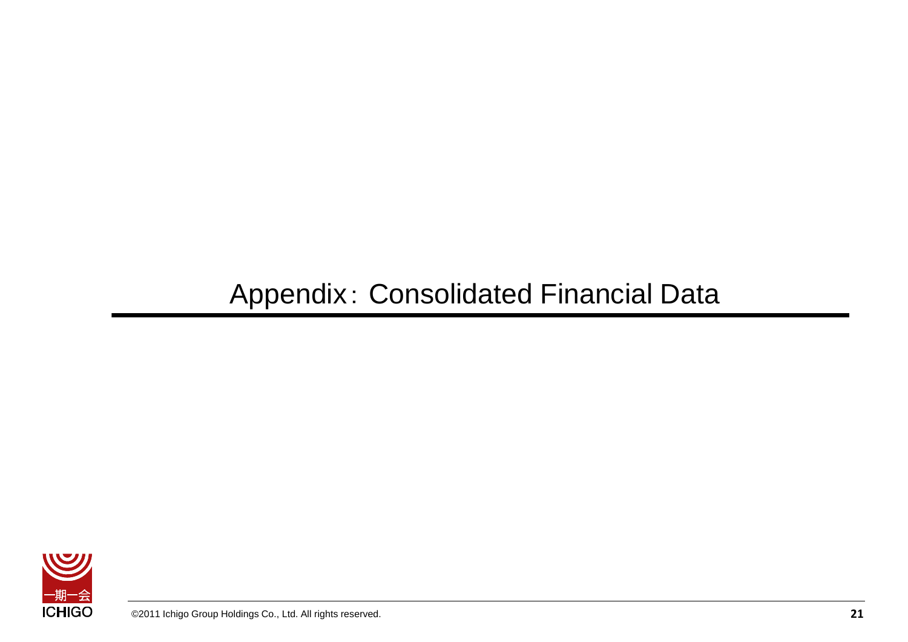# Appendix：Consolidated Financial Data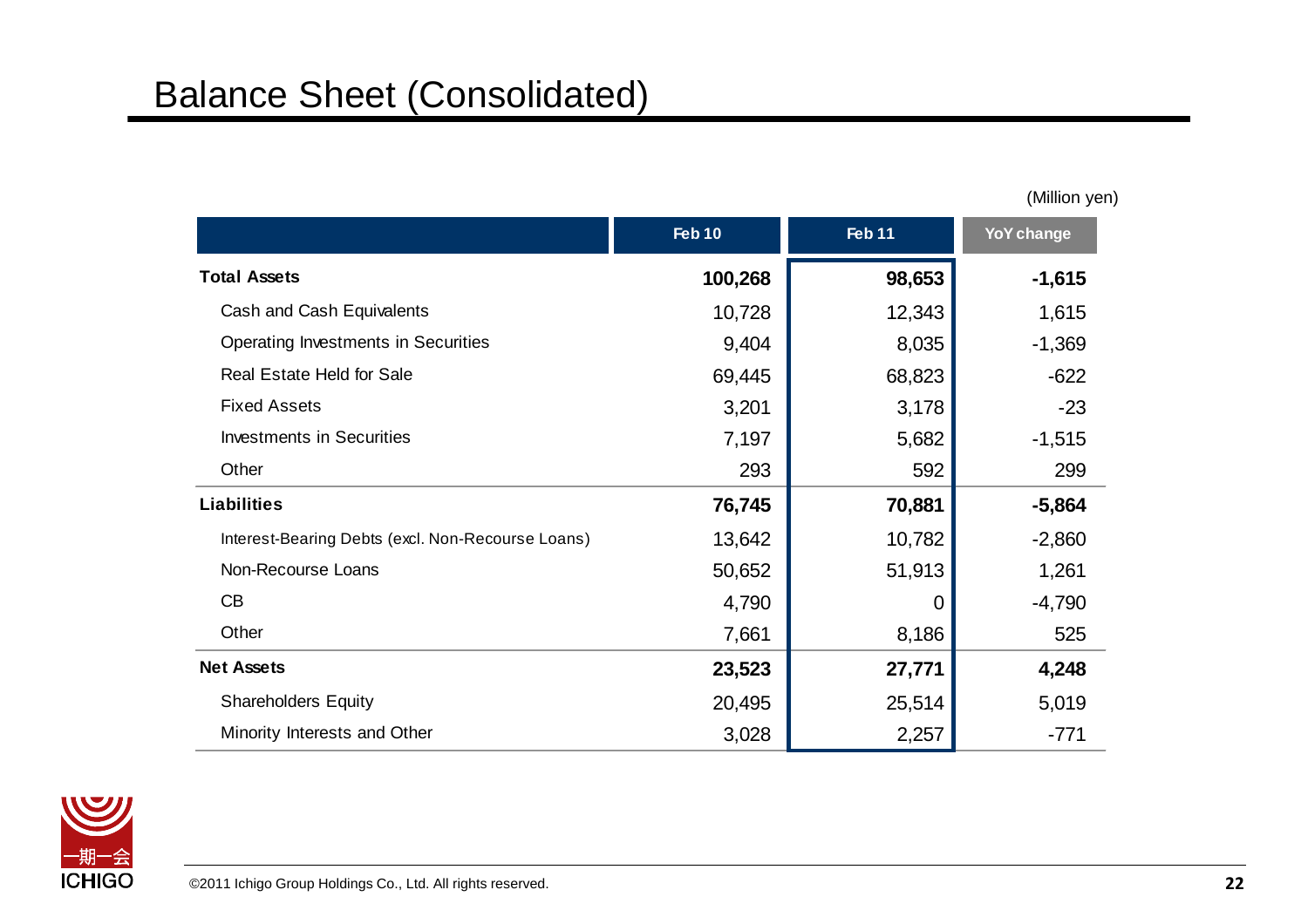# Balance Sheet (Consolidated)

(Million yen)

| | Feb 10 | Feb 11 | YoY change |
|---|---|---|---|
| **Total Assets** | **100,268** | **98,653** | **-1,615** |
| Cash and Cash Equivalents | 10,728 | 12,343 | 1,615 |
| Operating Investments in Securities | 9,404 | 8,035 | -1,369 |
| Real Estate Held for Sale | 69,445 | 68,823 | -622 |
| Fixed Assets | 3,201 | 3,178 | -23 |
| Investments in Securities | 7,197 | 5,682 | -1,515 |
| Other | 293 | 592 | 299 |
| **Liabilities** | **76,745** | **70,881** | **-5,864** |
| Interest-Bearing Debts (excl. Non-Recourse Loans) | 13,642 | 10,782 | -2,860 |
| Non-Recourse Loans | 50,652 | 51,913 | 1,261 |
| CB | 4,790 | 0 | -4,790 |
| Other | 7,661 | 8,186 | 525 |
| **Net Assets** | **23,523** | **27,771** | **4,248** |
| Shareholders Equity | 20,495 | 25,514 | 5,019 |
| Minority Interests and Other | 3,028 | 2,257 | -771 |

©2011 Ichigo Group Holdings Co., Ltd. All rights reserved.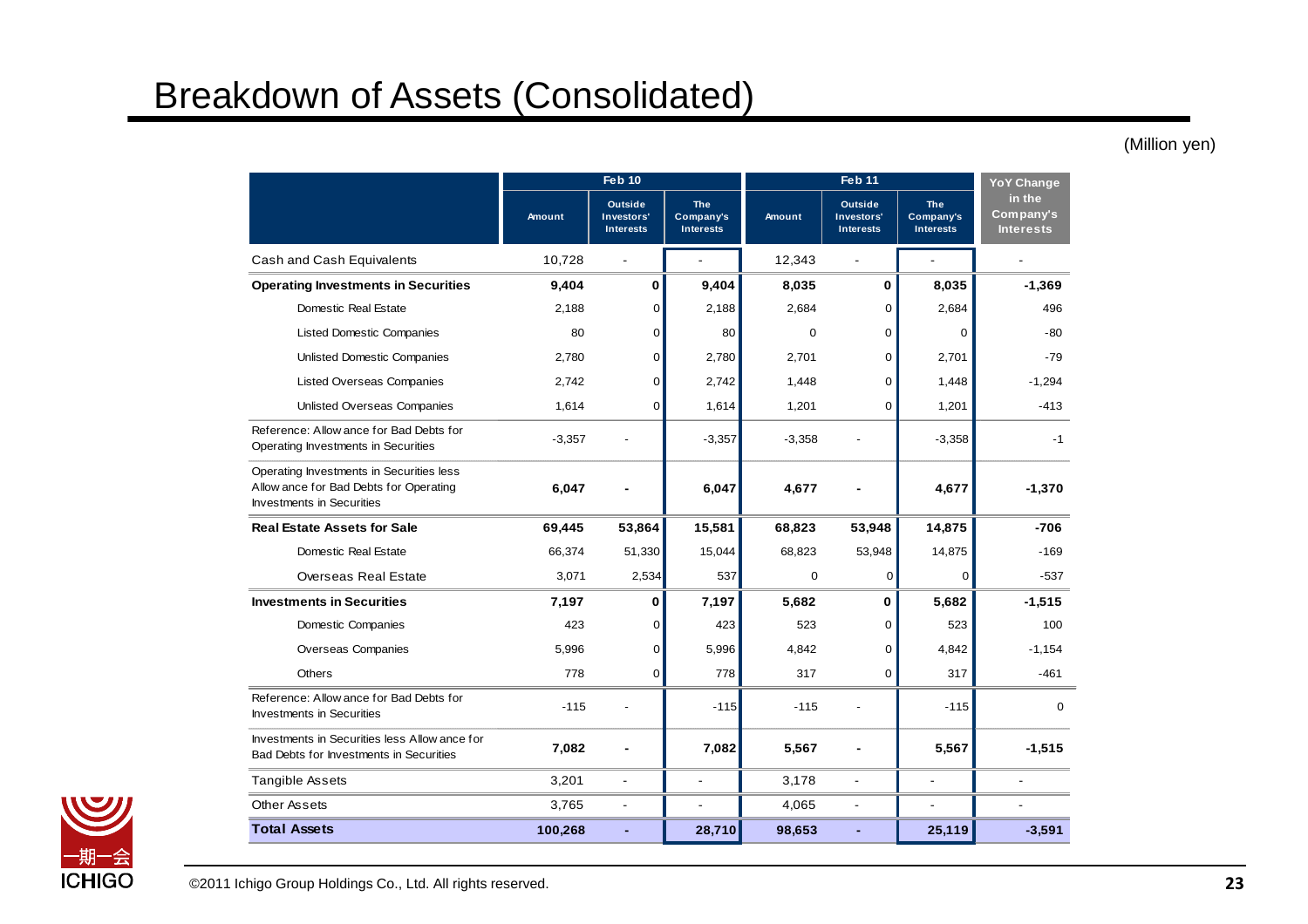# Breakdown of Assets (Consolidated)

(Million yen)

| | Feb 10 | | | Feb 11 | | | YoY Change in the Company's Interests |
|---|---|---|---|---|---|---|---|
| | Amount | Outside Investors' Interests | The Company's Interests | Amount | Outside Investors' Interests | The Company's Interests | |
| Cash and Cash Equivalents | 10,728 | - | - | 12,343 | - | - | - |
| **Operating Investments in Securities** | **9,404** | **0** | **9,404** | **8,035** | **0** | **8,035** | **-1,369** |
| Domestic Real Estate | 2,188 | 0 | 2,188 | 2,684 | 0 | 2,684 | 496 |
| Listed Domestic Companies | 80 | 0 | 80 | 0 | 0 | 0 | -80 |
| Unlisted Domestic Companies | 2,780 | 0 | 2,780 | 2,701 | 0 | 2,701 | -79 |
| Listed Overseas Companies | 2,742 | 0 | 2,742 | 1,448 | 0 | 1,448 | -1,294 |
| Unlisted Overseas Companies | 1,614 | 0 | 1,614 | 1,201 | 0 | 1,201 | -413 |
| Reference: Allowance for Bad Debts for Operating Investments in Securities | -3,357 | - | -3,357 | -3,358 | - | -3,358 | -1 |
| Operating Investments in Securities less Allowance for Bad Debts for Operating Investments in Securities | **6,047** | **-** | **6,047** | **4,677** | **-** | **4,677** | **-1,370** |
| **Real Estate Assets for Sale** | **69,445** | **53,864** | **15,581** | **68,823** | **53,948** | **14,875** | **-706** |
| Domestic Real Estate | 66,374 | 51,330 | 15,044 | 68,823 | 53,948 | 14,875 | -169 |
| Overseas Real Estate | 3,071 | 2,534 | 537 | 0 | 0 | 0 | -537 |
| **Investments in Securities** | **7,197** | **0** | **7,197** | **5,682** | **0** | **5,682** | **-1,515** |
| Domestic Companies | 423 | 0 | 423 | 523 | 0 | 523 | 100 |
| Overseas Companies | 5,996 | 0 | 5,996 | 4,842 | 0 | 4,842 | -1,154 |
| Others | 778 | 0 | 778 | 317 | 0 | 317 | -461 |
| Reference: Allowance for Bad Debts for Investments in Securities | -115 | - | -115 | -115 | - | -115 | 0 |
| Investments in Securities less Allowance for Bad Debts for Investments in Securities | **7,082** | **-** | **7,082** | **5,567** | **-** | **5,567** | **-1,515** |
| Tangible Assets | 3,201 | - | - | 3,178 | - | - | - |
| Other Assets | 3,765 | - | - | 4,065 | - | - | - |
| **Total Assets** | **100,268** | **-** | **28,710** | **98,653** | **-** | **25,119** | **-3,591** |

©2011 Ichigo Group Holdings Co., Ltd. All rights reserved.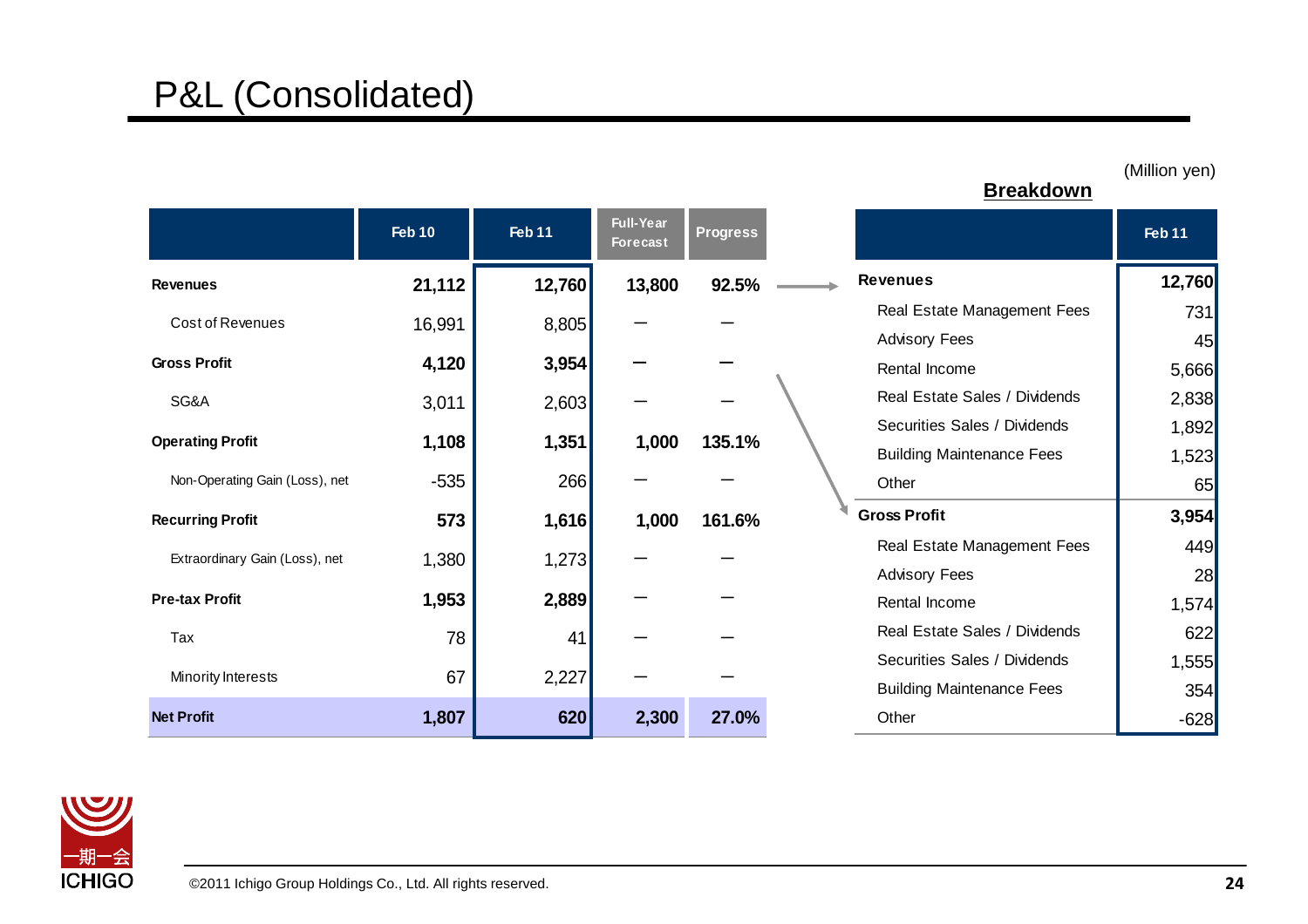# P&L (Consolidated)

(Million yen)

| | Feb 10 | Feb 11 | Full-Year Forecast | Progress |
|---|---|---|---|---|
| **Revenues** | **21,112** | **12,760** | **13,800** | **92.5%** |
| Cost of Revenues | 16,991 | 8,805 | — | — |
| **Gross Profit** | **4,120** | **3,954** | **—** | **—** |
| SG&A | 3,011 | 2,603 | — | — |
| **Operating Profit** | **1,108** | **1,351** | **1,000** | **135.1%** |
| Non-Operating Gain (Loss), net | -535 | 266 | — | — |
| **Recurring Profit** | **573** | **1,616** | **1,000** | **161.6%** |
| Extraordinary Gain (Loss), net | 1,380 | 1,273 | — | — |
| **Pre-tax Profit** | **1,953** | **2,889** | — | — |
| Tax | 78 | 41 | — | — |
| Minority Interests | 67 | 2,227 | — | — |
| **Net Profit** | **1,807** | **620** | **2,300** | **27.0%** |

## Breakdown

| | Feb 11 |
|---|---|
| **Revenues** | **12,760** |
| Real Estate Management Fees | 731 |
| Advisory Fees | 45 |
| Rental Income | 5,666 |
| Real Estate Sales / Dividends | 2,838 |
| Securities Sales / Dividends | 1,892 |
| Building Maintenance Fees | 1,523 |
| Other | 65 |
| **Gross Profit** | **3,954** |
| Real Estate Management Fees | 449 |
| Advisory Fees | 28 |
| Rental Income | 1,574 |
| Real Estate Sales / Dividends | 622 |
| Securities Sales / Dividends | 1,555 |
| Building Maintenance Fees | 354 |
| Other | -628 |

©2011 Ichigo Group Holdings Co., Ltd. All rights reserved.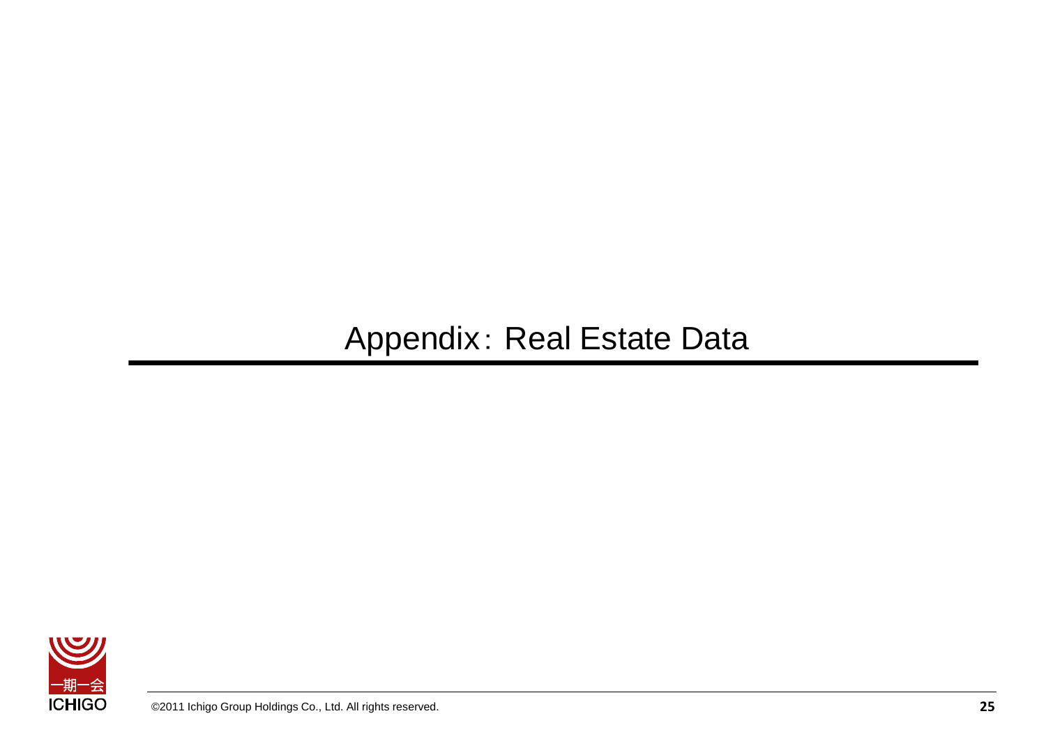# Appendix：Real Estate Data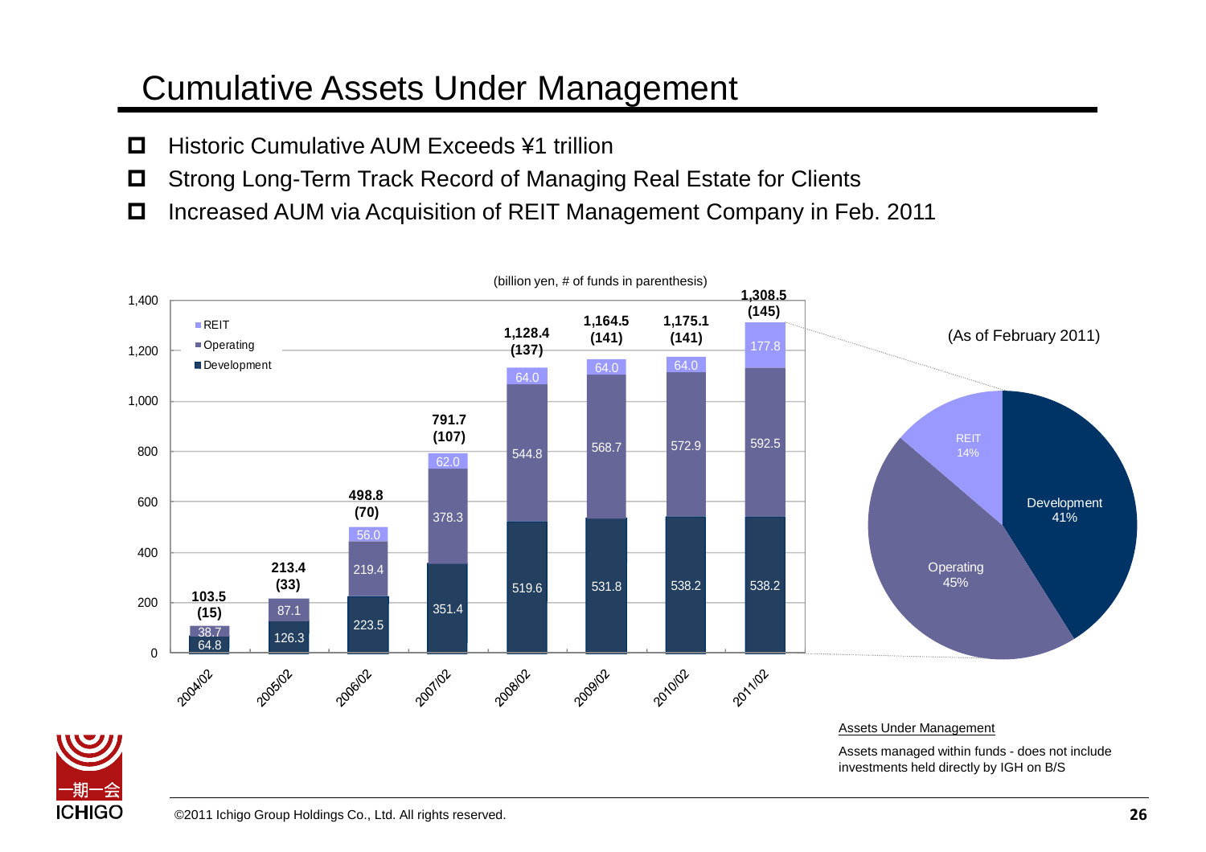# Cumulative Assets Under Management

- Historic Cumulative AUM Exceeds ¥1 trillion
- Strong Long-Term Track Record of Managing Real Estate for Clients
- Increased AUM via Acquisition of REIT Management Company in Feb. 2011

(billion yen, # of funds in parenthesis)

| | 2004/02 | 2005/02 | 2006/02 | 2007/02 | 2008/02 | 2009/02 | 2010/02 | 2011/02 |
|---|---|---|---|---|---|---|---|---|
| REIT | | | 56.0 | 62.0 | 64.0 | 64.0 | 64.0 | 177.8 |
| Operating | 38.7 | 87.1 | 219.4 | 378.3 | 544.8 | 568.7 | 572.9 | 592.5 |
| Development | 64.8 | 126.3 | 223.5 | 351.4 | 519.6 | 531.8 | 538.2 | 538.2 |
| Total | 103.5 | 213.4 | 498.8 | 791.7 | 1,128.4 | 1,164.5 | 1,175.1 | 1,308.5 |
| # of funds | (15) | (33) | (70) | (107) | (137) | (141) | (141) | (145) |

(As of February 2011)

| | % |
|---|---|
| Development | 41% |
| Operating | 45% |
| REIT | 14% |

Assets Under Management

Assets managed within funds - does not include investments held directly by IGH on B/S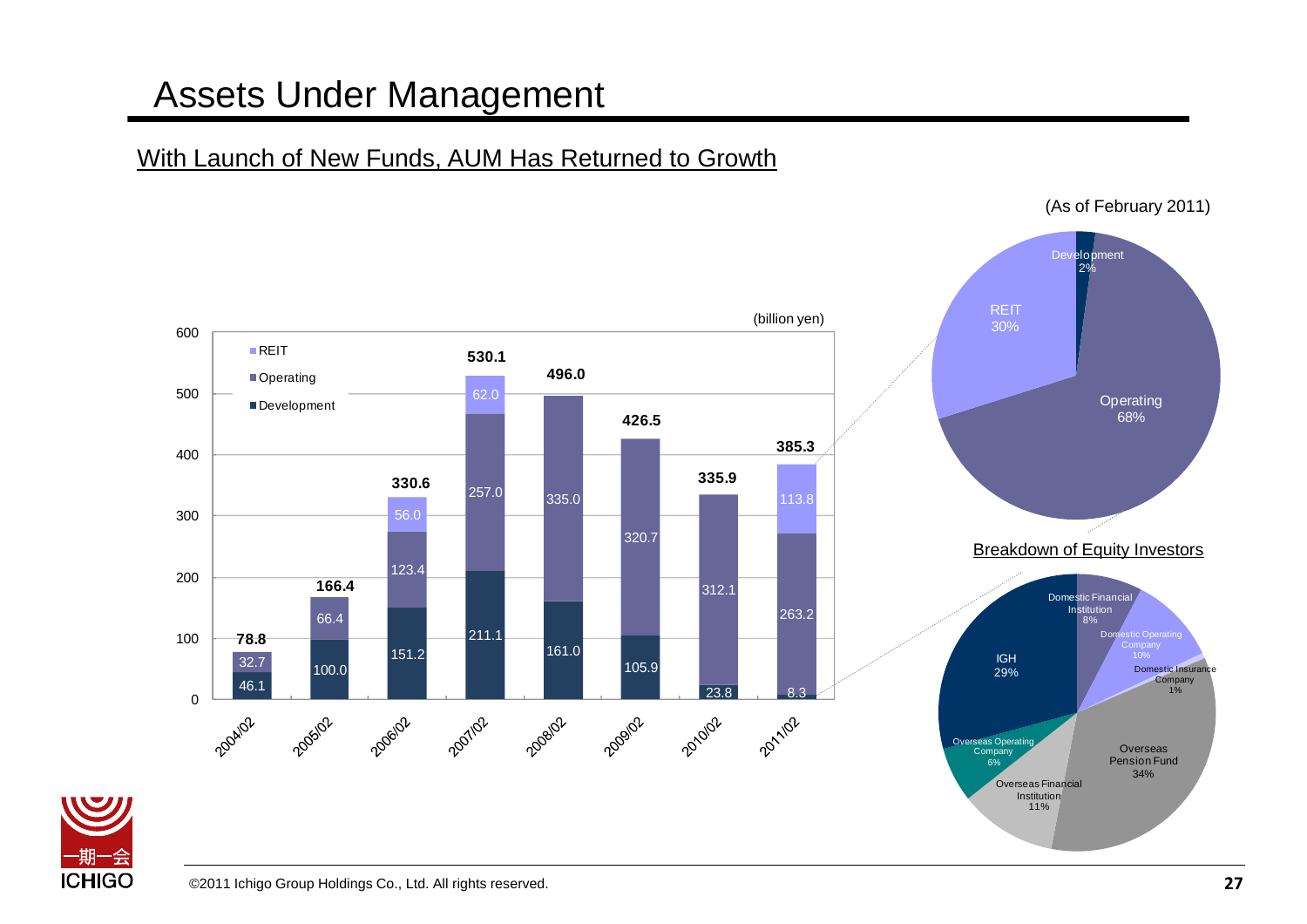# Assets Under Management

## With Launch of New Funds, AUM Has Returned to Growth

(billion yen)

| | 2004/02 | 2005/02 | 2006/02 | 2007/02 | 2008/02 | 2009/02 | 2010/02 | 2011/02 |
|---|---|---|---|---|---|---|---|---|
| REIT | | | 56.0 | 62.0 | | | | 113.8 |
| Operating | 32.7 | 66.4 | 123.4 | 257.0 | 335.0 | 320.7 | 312.1 | 263.2 |
| Development | 46.1 | 100.0 | 151.2 | 211.1 | 161.0 | 105.9 | 23.8 | 8.3 |
| Total | 78.8 | 166.4 | 330.6 | 530.1 | 496.0 | 426.5 | 335.9 | 385.3 |

(As of February 2011)

- Development 2%
- REIT 30%
- Operating 68%

### Breakdown of Equity Investors

- Domestic Financial Institution 8%
- Domestic Operating Company 10%
- Domestic Insurance Company 1%
- Overseas Pension Fund 34%
- Overseas Financial Institution 11%
- Overseas Operating Company 6%
- IGH 29%

©2011 Ichigo Group Holdings Co., Ltd. All rights reserved.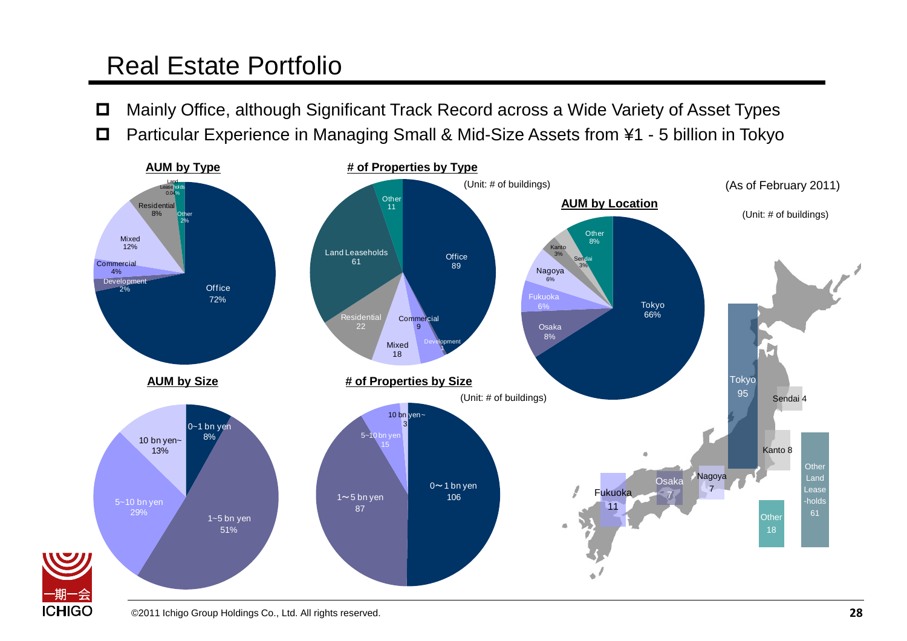# Real Estate Portfolio

- Mainly Office, although Significant Track Record across a Wide Variety of Asset Types
- Particular Experience in Managing Small & Mid-Size Assets from ¥1 - 5 billion in Tokyo

(As of February 2011)

**AUM by Type**

| Type | % |
| --- | --- |
| Office | 72% |
| Mixed | 12% |
| Residential | 8% |
| Commercial | 4% |
| Development | 2% |
| Other | 2% |
| Land Leaseholds | 0.04% |

**# of Properties by Type**

(Unit: # of buildings)

| Type | # |
| --- | --- |
| Office | 89 |
| Land Leaseholds | 61 |
| Residential | 22 |
| Mixed | 18 |
| Other | 11 |
| Commercial | 9 |
| Development | 1 |

**AUM by Location**

| Location | % |
| --- | --- |
| Tokyo | 66% |
| Osaka | 8% |
| Other | 8% |
| Fukuoka | 6% |
| Nagoya | 6% |
| Kanto | 3% |
| Sendai | 3% |

(Unit: # of buildings)

| Location | # |
| --- | --- |
| Tokyo | 95 |
| Other Land Lease-holds | 61 |
| Other | 18 |
| Fukuoka | 11 |
| Kanto | 8 |
| Osaka | 7 |
| Nagoya | 7 |
| Sendai | 4 |

**AUM by Size**

| Size | % |
| --- | --- |
| 0~1 bn yen | 8% |
| 1~5 bn yen | 51% |
| 5~10 bn yen | 29% |
| 10 bn yen~ | 13% |

**# of Properties by Size**

(Unit: # of buildings)

| Size | # |
| --- | --- |
| 0~1 bn yen | 106 |
| 1~5 bn yen | 87 |
| 5~10 bn yen | 15 |
| 10 bn yen~ | 3 |

©2011 Ichigo Group Holdings Co., Ltd. All rights reserved.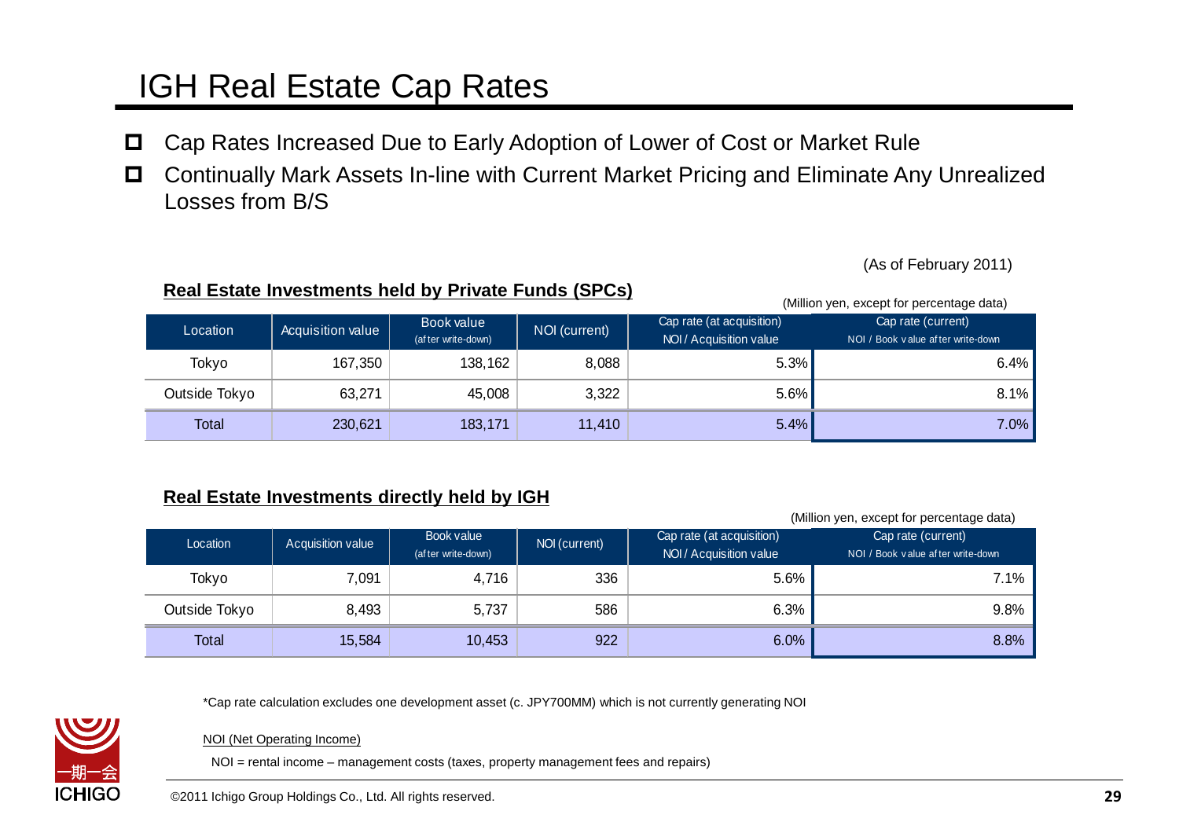# IGH Real Estate Cap Rates

- Cap Rates Increased Due to Early Adoption of Lower of Cost or Market Rule
- Continually Mark Assets In-line with Current Market Pricing and Eliminate Any Unrealized Losses from B/S

(As of February 2011)

**Real Estate Investments held by Private Funds (SPCs)**

(Million yen, except for percentage data)

| Location | Acquisition value | Book value (after write-down) | NOI (current) | Cap rate (at acquisition) NOI / Acquisition value | Cap rate (current) NOI / Book value after write-down |
|---|---|---|---|---|---|
| Tokyo | 167,350 | 138,162 | 8,088 | 5.3% | 6.4% |
| Outside Tokyo | 63,271 | 45,008 | 3,322 | 5.6% | 8.1% |
| Total | 230,621 | 183,171 | 11,410 | 5.4% | 7.0% |

**Real Estate Investments directly held by IGH**

(Million yen, except for percentage data)

| Location | Acquisition value | Book value (after write-down) | NOI (current) | Cap rate (at acquisition) NOI / Acquisition value | Cap rate (current) NOI / Book value after write-down |
|---|---|---|---|---|---|
| Tokyo | 7,091 | 4,716 | 336 | 5.6% | 7.1% |
| Outside Tokyo | 8,493 | 5,737 | 586 | 6.3% | 9.8% |
| Total | 15,584 | 10,453 | 922 | 6.0% | 8.8% |

*Cap rate calculation excludes one development asset (c. JPY700MM) which is not currently generating NOI

NOI (Net Operating Income)

NOI = rental income – management costs (taxes, property management fees and repairs)

©2011 Ichigo Group Holdings Co., Ltd. All rights reserved.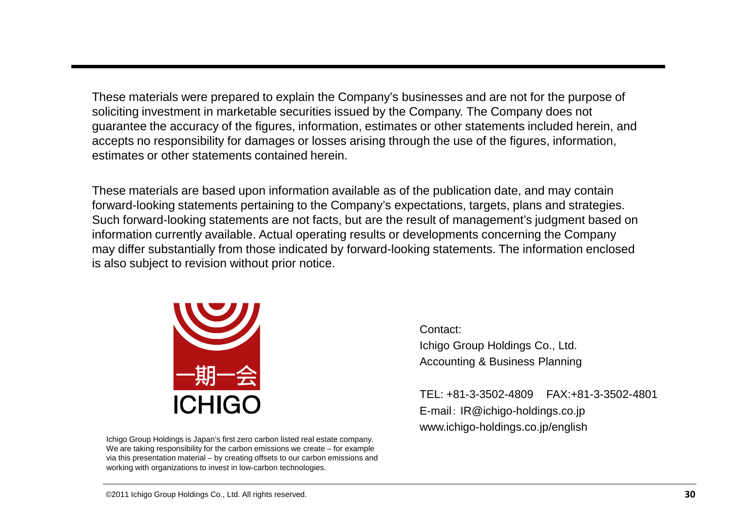These materials were prepared to explain the Company's businesses and are not for the purpose of soliciting investment in marketable securities issued by the Company. The Company does not guarantee the accuracy of the figures, information, estimates or other statements included herein, and accepts no responsibility for damages or losses arising through the use of the figures, information, estimates or other statements contained herein.

These materials are based upon information available as of the publication date, and may contain forward-looking statements pertaining to the Company's expectations, targets, plans and strategies. Such forward-looking statements are not facts, but are the result of management's judgment based on information currently available. Actual operating results or developments concerning the Company may differ substantially from those indicated by forward-looking statements. The information enclosed is also subject to revision without prior notice.

一期一会

ICHIGO

Ichigo Group Holdings is Japan's first zero carbon listed real estate company. We are taking responsibility for the carbon emissions we create – for example via this presentation material – by creating offsets to our carbon emissions and working with organizations to invest in low-carbon technologies.

Contact:
Ichigo Group Holdings Co., Ltd.
Accounting & Business Planning

TEL: +81-3-3502-4809　FAX:+81-3-3502-4801
E-mail：IR@ichigo-holdings.co.jp
www.ichigo-holdings.co.jp/english

©2011 Ichigo Group Holdings Co., Ltd. All rights reserved.